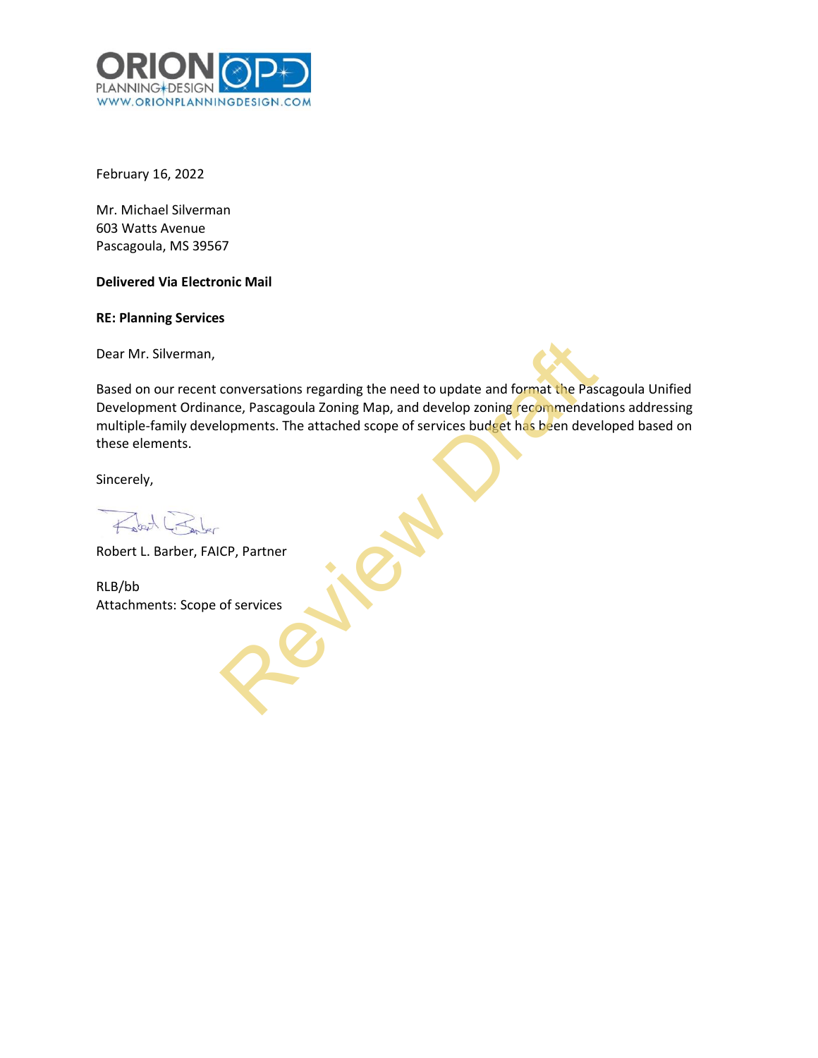ORION PLANNING+DESIGN
WWW.ORIONPLANNINGDESIGN.COM

February 16, 2022

Mr. Michael Silverman
603 Watts Avenue
Pascagoula, MS 39567

**Delivered Via Electronic Mail**

**RE: Planning Services**

Dear Mr. Silverman,

Based on our recent conversations regarding the need to update and format the Pascagoula Unified Development Ordinance, Pascagoula Zoning Map, and develop zoning recommendations addressing multiple-family developments. The attached scope of services budget has been developed based on these elements.

Sincerely,

Robert L. Barber, FAICP, Partner

RLB/bb
Attachments: Scope of services

Review Draft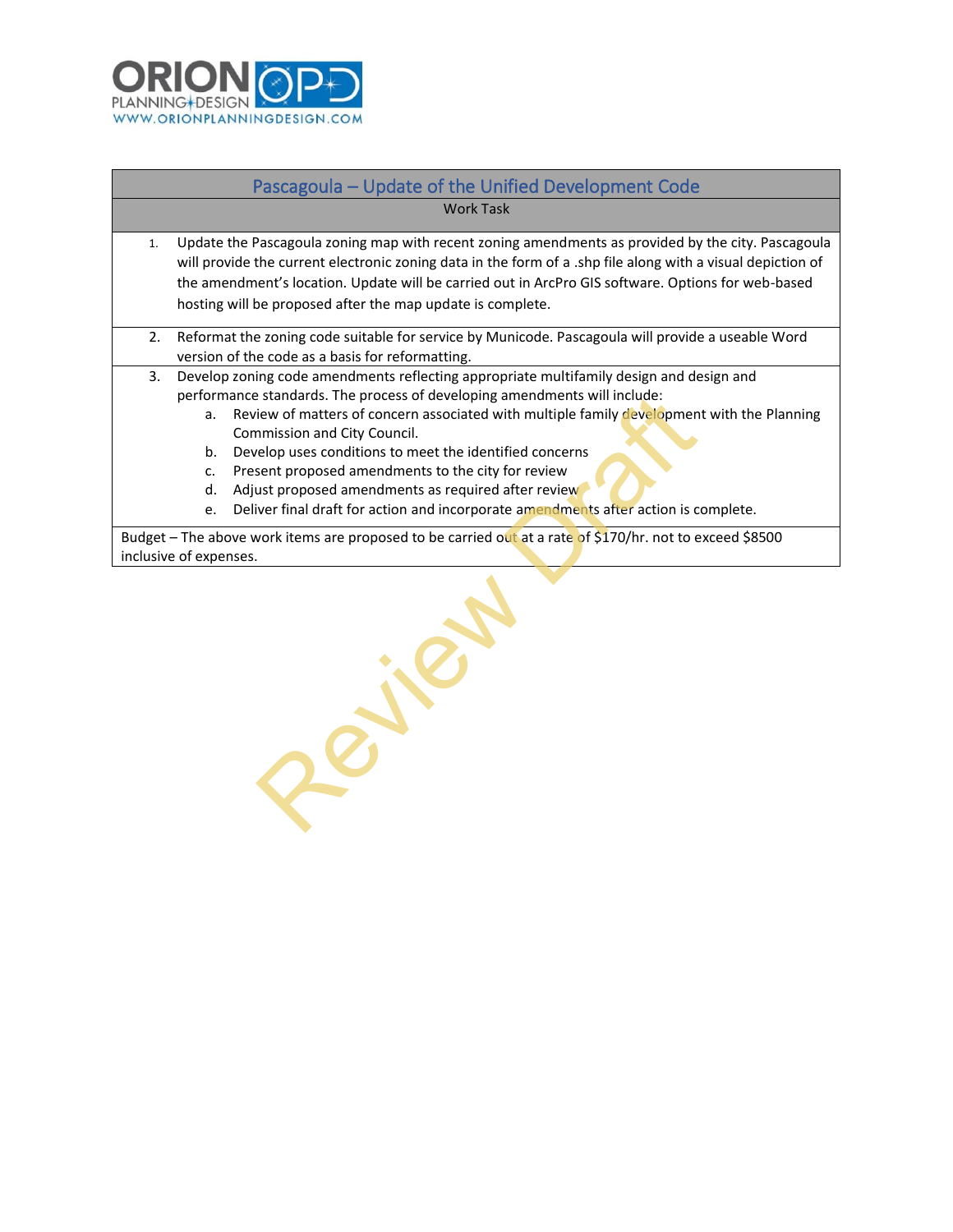ORION PLANNING+DESIGN
WWW.ORIONPLANNINGDESIGN.COM

## Pascagoula – Update of the Unified Development Code

Work Task

1. Update the Pascagoula zoning map with recent zoning amendments as provided by the city. Pascagoula will provide the current electronic zoning data in the form of a .shp file along with a visual depiction of the amendment's location. Update will be carried out in ArcPro GIS software. Options for web-based hosting will be proposed after the map update is complete.

2. Reformat the zoning code suitable for service by Municode. Pascagoula will provide a useable Word version of the code as a basis for reformatting.

3. Develop zoning code amendments reflecting appropriate multifamily design and design and performance standards. The process of developing amendments will include:
   a. Review of matters of concern associated with multiple family development with the Planning Commission and City Council.
   b. Develop uses conditions to meet the identified concerns
   c. Present proposed amendments to the city for review
   d. Adjust proposed amendments as required after review
   e. Deliver final draft for action and incorporate amendments after action is complete.

Budget – The above work items are proposed to be carried out at a rate of $170/hr. not to exceed $8500 inclusive of expenses.

Review Draft